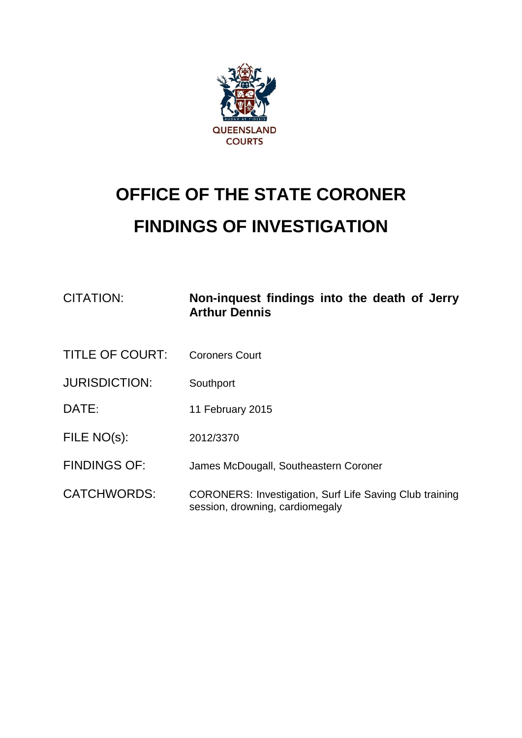QUEENSLAND COURTS

# OFFICE OF THE STATE CORONER

# FINDINGS OF INVESTIGATION

| | |
|---|---|
| CITATION: | **Non-inquest findings into the death of Jerry Arthur Dennis** |
| TITLE OF COURT: | Coroners Court |
| JURISDICTION: | Southport |
| DATE: | 11 February 2015 |
| FILE NO(s): | 2012/3370 |
| FINDINGS OF: | James McDougall, Southeastern Coroner |
| CATCHWORDS: | CORONERS: Investigation, Surf Life Saving Club training session, drowning, cardiomegaly |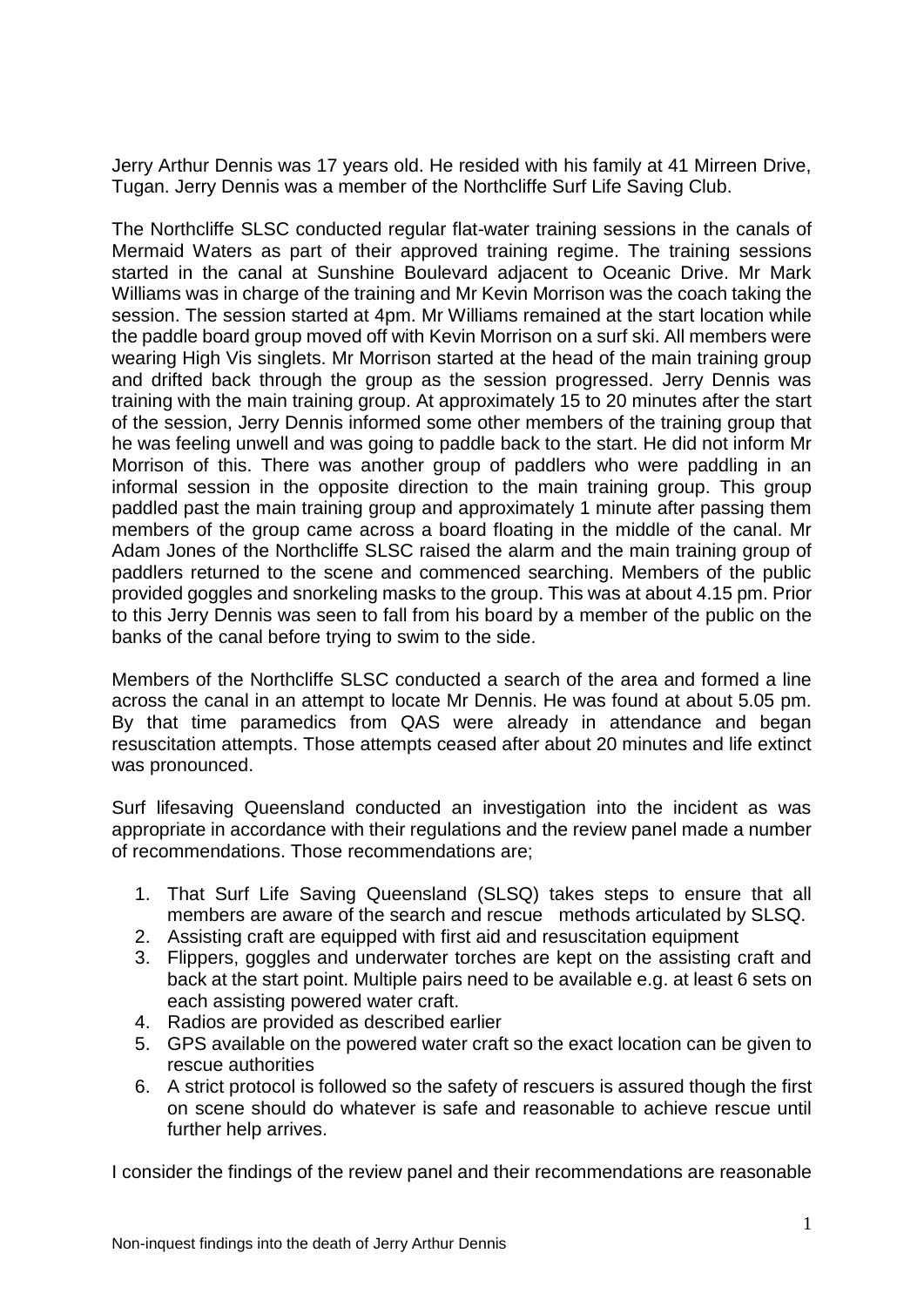Jerry Arthur Dennis was 17 years old. He resided with his family at 41 Mirreen Drive, Tugan. Jerry Dennis was a member of the Northcliffe Surf Life Saving Club.

The Northcliffe SLSC conducted regular flat-water training sessions in the canals of Mermaid Waters as part of their approved training regime. The training sessions started in the canal at Sunshine Boulevard adjacent to Oceanic Drive. Mr Mark Williams was in charge of the training and Mr Kevin Morrison was the coach taking the session. The session started at 4pm. Mr Williams remained at the start location while the paddle board group moved off with Kevin Morrison on a surf ski. All members were wearing High Vis singlets. Mr Morrison started at the head of the main training group and drifted back through the group as the session progressed. Jerry Dennis was training with the main training group. At approximately 15 to 20 minutes after the start of the session, Jerry Dennis informed some other members of the training group that he was feeling unwell and was going to paddle back to the start. He did not inform Mr Morrison of this. There was another group of paddlers who were paddling in an informal session in the opposite direction to the main training group. This group paddled past the main training group and approximately 1 minute after passing them members of the group came across a board floating in the middle of the canal. Mr Adam Jones of the Northcliffe SLSC raised the alarm and the main training group of paddlers returned to the scene and commenced searching. Members of the public provided goggles and snorkeling masks to the group. This was at about 4.15 pm. Prior to this Jerry Dennis was seen to fall from his board by a member of the public on the banks of the canal before trying to swim to the side.

Members of the Northcliffe SLSC conducted a search of the area and formed a line across the canal in an attempt to locate Mr Dennis. He was found at about 5.05 pm. By that time paramedics from QAS were already in attendance and began resuscitation attempts. Those attempts ceased after about 20 minutes and life extinct was pronounced.

Surf lifesaving Queensland conducted an investigation into the incident as was appropriate in accordance with their regulations and the review panel made a number of recommendations. Those recommendations are;

1. That Surf Life Saving Queensland (SLSQ) takes steps to ensure that all members are aware of the search and rescue methods articulated by SLSQ.
2. Assisting craft are equipped with first aid and resuscitation equipment
3. Flippers, goggles and underwater torches are kept on the assisting craft and back at the start point. Multiple pairs need to be available e.g. at least 6 sets on each assisting powered water craft.
4. Radios are provided as described earlier
5. GPS available on the powered water craft so the exact location can be given to rescue authorities
6. A strict protocol is followed so the safety of rescuers is assured though the first on scene should do whatever is safe and reasonable to achieve rescue until further help arrives.

I consider the findings of the review panel and their recommendations are reasonable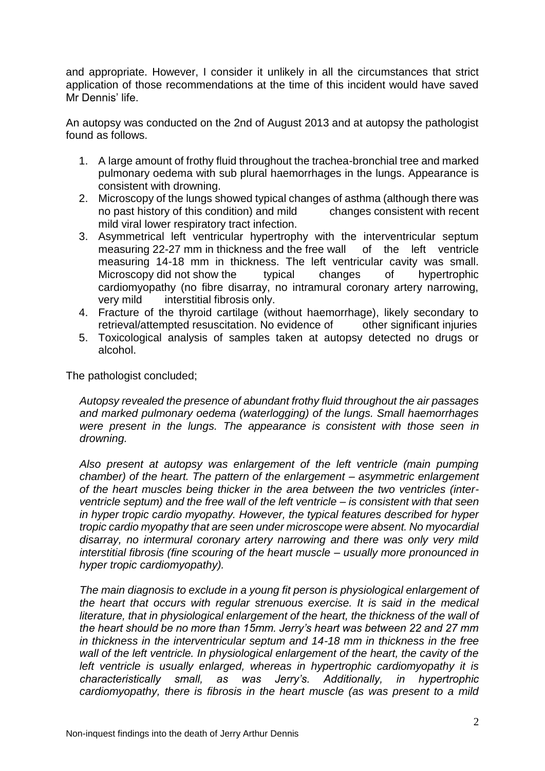and appropriate. However, I consider it unlikely in all the circumstances that strict application of those recommendations at the time of this incident would have saved Mr Dennis' life.

An autopsy was conducted on the 2nd of August 2013 and at autopsy the pathologist found as follows.

1. A large amount of frothy fluid throughout the trachea-bronchial tree and marked pulmonary oedema with sub plural haemorrhages in the lungs. Appearance is consistent with drowning.
2. Microscopy of the lungs showed typical changes of asthma (although there was no past history of this condition) and mild changes consistent with recent mild viral lower respiratory tract infection.
3. Asymmetrical left ventricular hypertrophy with the interventricular septum measuring 22-27 mm in thickness and the free wall of the left ventricle measuring 14-18 mm in thickness. The left ventricular cavity was small. Microscopy did not show the typical changes of hypertrophic cardiomyopathy (no fibre disarray, no intramural coronary artery narrowing, very mild interstitial fibrosis only.
4. Fracture of the thyroid cartilage (without haemorrhage), likely secondary to retrieval/attempted resuscitation. No evidence of other significant injuries
5. Toxicological analysis of samples taken at autopsy detected no drugs or alcohol.

The pathologist concluded;

*Autopsy revealed the presence of abundant frothy fluid throughout the air passages and marked pulmonary oedema (waterlogging) of the lungs. Small haemorrhages were present in the lungs. The appearance is consistent with those seen in drowning.*

*Also present at autopsy was enlargement of the left ventricle (main pumping chamber) of the heart. The pattern of the enlargement – asymmetric enlargement of the heart muscles being thicker in the area between the two ventricles (inter-ventricle septum) and the free wall of the left ventricle – is consistent with that seen in hyper tropic cardio myopathy. However, the typical features described for hyper tropic cardio myopathy that are seen under microscope were absent. No myocardial disarray, no intermural coronary artery narrowing and there was only very mild interstitial fibrosis (fine scouring of the heart muscle – usually more pronounced in hyper tropic cardiomyopathy).*

*The main diagnosis to exclude in a young fit person is physiological enlargement of the heart that occurs with regular strenuous exercise. It is said in the medical literature, that in physiological enlargement of the heart, the thickness of the wall of the heart should be no more than 15mm. Jerry's heart was between 22 and 27 mm in thickness in the interventricular septum and 14-18 mm in thickness in the free wall of the left ventricle. In physiological enlargement of the heart, the cavity of the left ventricle is usually enlarged, whereas in hypertrophic cardiomyopathy it is characteristically small, as was Jerry's. Additionally, in hypertrophic cardiomyopathy, there is fibrosis in the heart muscle (as was present to a mild*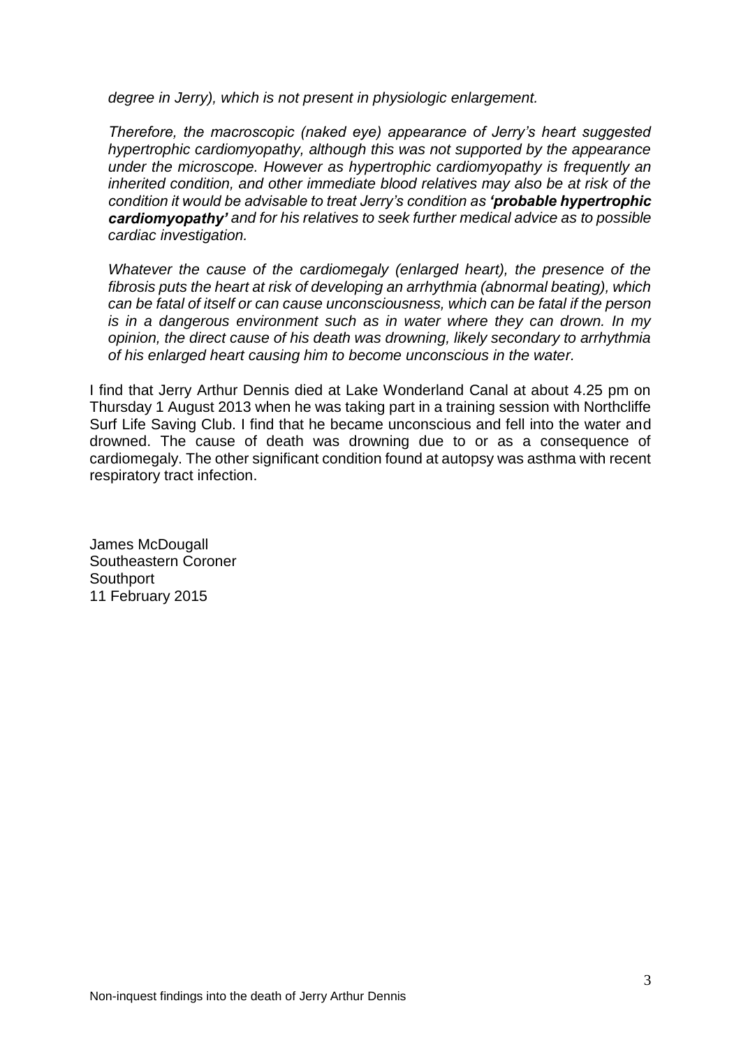*degree in Jerry), which is not present in physiologic enlargement.*

*Therefore, the macroscopic (naked eye) appearance of Jerry's heart suggested hypertrophic cardiomyopathy, although this was not supported by the appearance under the microscope. However as hypertrophic cardiomyopathy is frequently an inherited condition, and other immediate blood relatives may also be at risk of the condition it would be advisable to treat Jerry's condition as **'probable hypertrophic cardiomyopathy'** and for his relatives to seek further medical advice as to possible cardiac investigation.*

*Whatever the cause of the cardiomegaly (enlarged heart), the presence of the fibrosis puts the heart at risk of developing an arrhythmia (abnormal beating), which can be fatal of itself or can cause unconsciousness, which can be fatal if the person is in a dangerous environment such as in water where they can drown. In my opinion, the direct cause of his death was drowning, likely secondary to arrhythmia of his enlarged heart causing him to become unconscious in the water.*

I find that Jerry Arthur Dennis died at Lake Wonderland Canal at about 4.25 pm on Thursday 1 August 2013 when he was taking part in a training session with Northcliffe Surf Life Saving Club. I find that he became unconscious and fell into the water and drowned. The cause of death was drowning due to or as a consequence of cardiomegaly. The other significant condition found at autopsy was asthma with recent respiratory tract infection.

James McDougall
Southeastern Coroner
Southport
11 February 2015